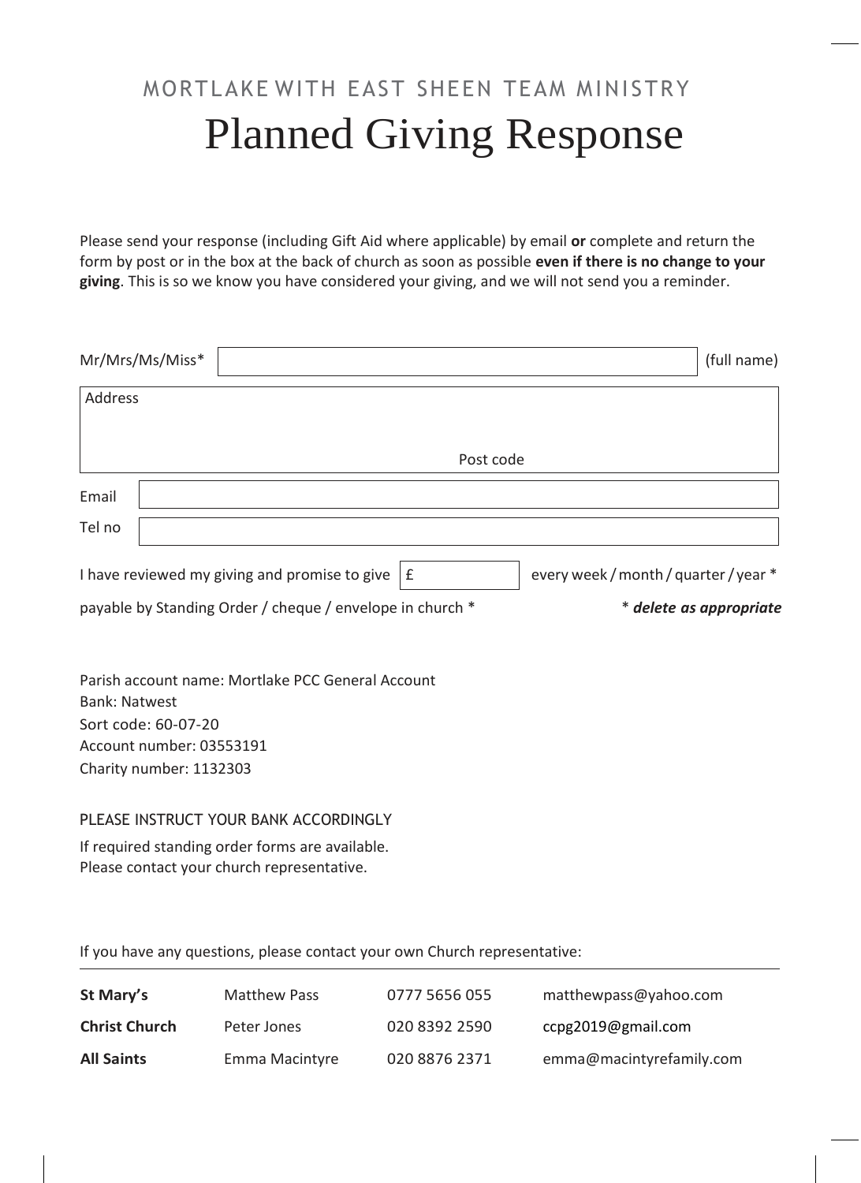MORTLAKE WITH EAST SHEEN TEAM MINISTRY

# Planned Giving Response

Please send your response (including Gift Aid where applicable) by email **or** complete and return the form by post or in the box at the back of church as soon as possible **even if there is no change to your giving**. This is so we know you have considered your giving, and we will not send you a reminder.

Mr/Mrs/Ms/Miss* ______________________ (full name)

Address

Post code

Email

Tel no

I have reviewed my giving and promise to give £ ________ every week / month / quarter / year *

payable by Standing Order / cheque / envelope in church * * ***delete as appropriate***

Parish account name: Mortlake PCC General Account
Bank: Natwest
Sort code: 60-07-20
Account number: 03553191
Charity number: 1132303

PLEASE INSTRUCT YOUR BANK ACCORDINGLY

If required standing order forms are available.
Please contact your church representative.

If you have any questions, please contact your own Church representative:

| | | | |
|---|---|---|---|
| **St Mary's** | Matthew Pass | 0777 5656 055 | matthewpass@yahoo.com |
| **Christ Church** | Peter Jones | 020 8392 2590 | ccpg2019@gmail.com |
| **All Saints** | Emma Macintyre | 020 8876 2371 | emma@macintyrefamily.com |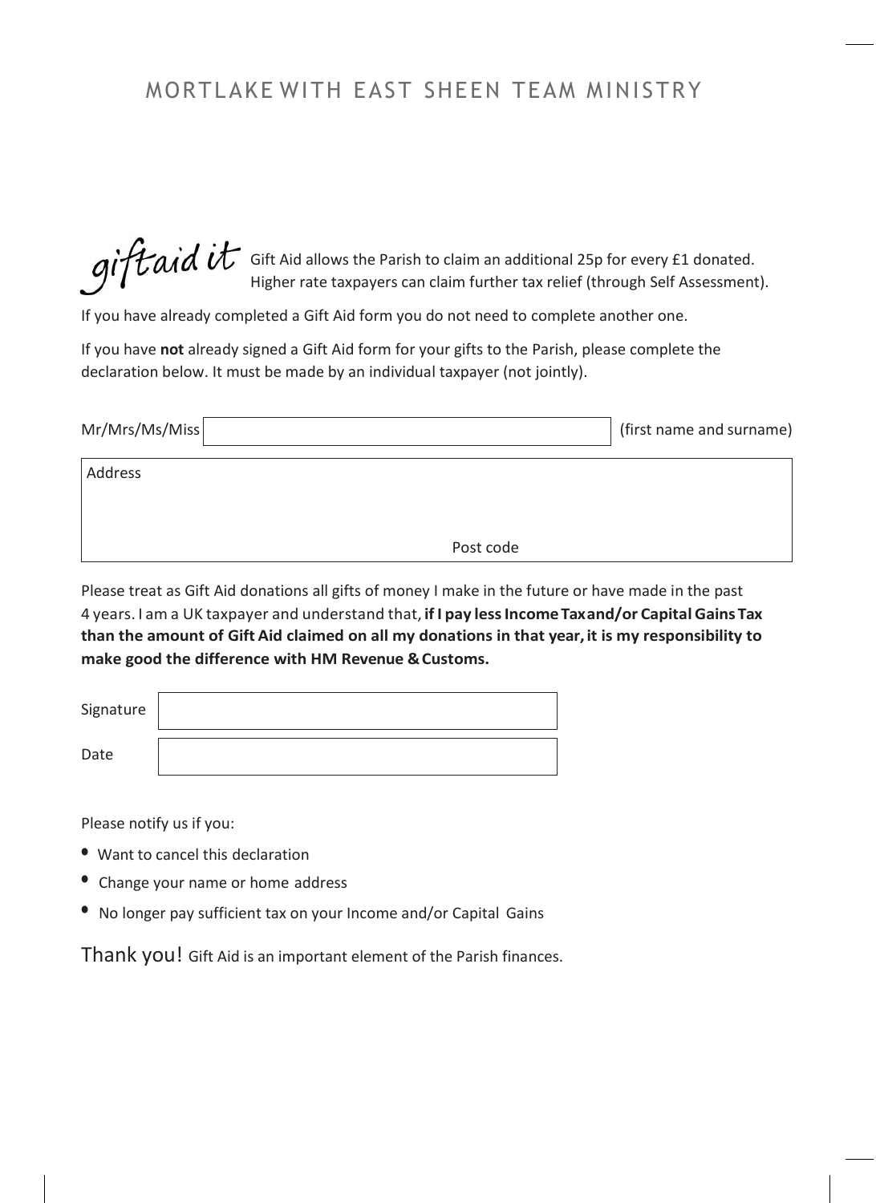# MORTLAKE WITH EAST SHEEN TEAM MINISTRY

*giftaid it* Gift Aid allows the Parish to claim an additional 25p for every £1 donated. Higher rate taxpayers can claim further tax relief (through Self Assessment).

If you have already completed a Gift Aid form you do not need to complete another one.

If you have **not** already signed a Gift Aid form for your gifts to the Parish, please complete the declaration below. It must be made by an individual taxpayer (not jointly).

Mr/Mrs/Ms/Miss ______________________________ (first name and surname)

Address

Post code

Please treat as Gift Aid donations all gifts of money I make in the future or have made in the past 4 years. I am a UK taxpayer and understand that, **if I pay less Income Tax and/or Capital Gains Tax than the amount of Gift Aid claimed on all my donations in that year, it is my responsibility to make good the difference with HM Revenue & Customs.**

Signature ______________________________

Date ______________________________

Please notify us if you:

- Want to cancel this declaration
- Change your name or home address
- No longer pay sufficient tax on your Income and/or Capital Gains

Thank you! Gift Aid is an important element of the Parish finances.